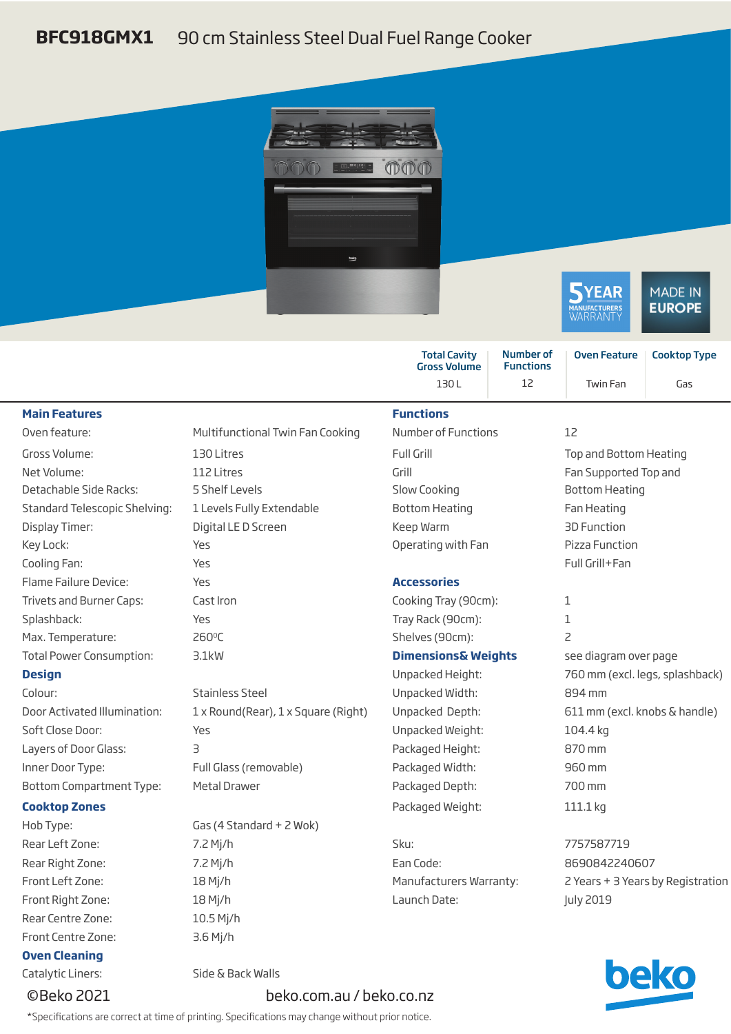# BFC918GMX1 90 cm Stainless Steel Dual Fuel Range Cooker

5 YEAR MANUFACTURERS WARRANTY

MADE IN EUROPE

| Total Cavity Gross Volume | Number of Functions | Oven Feature | Cooktop Type |
|---|---|---|---|
| 130 L | 12 | Twin Fan | Gas |

## Main Features

| | |
|---|---|
| Oven feature: | Multifunctional Twin Fan Cooking |
| Gross Volume: | 130 Litres |
| Net Volume: | 112 Litres |
| Detachable Side Racks: | 5 Shelf Levels |
| Standard Telescopic Shelving: | 1 Levels Fully Extendable |
| Display Timer: | Digital LE D Screen |
| Key Lock: | Yes |
| Cooling Fan: | Yes |
| Flame Failure Device: | Yes |
| Trivets and Burner Caps: | Cast Iron |
| Splashback: | Yes |
| Max. Temperature: | 260ºC |
| Total Power Consumption: | 3.1kW |

## Design

| | |
|---|---|
| Colour: | Stainless Steel |
| Door Activated Illumination: | 1 x Round(Rear), 1 x Square (Right) |
| Soft Close Door: | Yes |
| Layers of Door Glass: | 3 |
| Inner Door Type: | Full Glass (removable) |
| Bottom Compartment Type: | Metal Drawer |

## Cooktop Zones

| | |
|---|---|
| Hob Type: | Gas (4 Standard + 2 Wok) |
| Rear Left Zone: | 7.2 Mj/h |
| Rear Right Zone: | 7.2 Mj/h |
| Front Left Zone: | 18 Mj/h |
| Front Right Zone: | 18 Mj/h |
| Rear Centre Zone: | 10.5 Mj/h |
| Front Centre Zone: | 3.6 Mj/h |

## Oven Cleaning

| | |
|---|---|
| Catalytic Liners: | Side & Back Walls |

## Functions

| | |
|---|---|
| Number of Functions | 12 |
| Full Grill | Top and Bottom Heating |
| Grill | Fan Supported Top and Bottom Heating |
| Slow Cooking | Fan Heating |
| Bottom Heating | 3D Function |
| Keep Warm | Pizza Function |
| Operating with Fan | Full Grill+Fan |

## Accessories

| | |
|---|---|
| Cooking Tray (90cm): | 1 |
| Tray Rack (90cm): | 1 |
| Shelves (90cm): | 2 |

## Dimensions& Weights

see diagram over page

| | |
|---|---|
| Unpacked Height: | 760 mm (excl. legs, splashback) |
| Unpacked Width: | 894 mm |
| Unpacked Depth: | 611 mm (excl. knobs & handle) |
| Unpacked Weight: | 104.4 kg |
| Packaged Height: | 870 mm |
| Packaged Width: | 960 mm |
| Packaged Depth: | 700 mm |
| Packaged Weight: | 111.1 kg |

| | |
|---|---|
| Sku: | 7757587719 |
| Ean Code: | 8690842240607 |
| Manufacturers Warranty: | 2 Years + 3 Years by Registration |
| Launch Date: | July 2019 |

©Beko 2021 beko.com.au / beko.co.nz

beko

*Specifications are correct at time of printing. Specifications may change without prior notice.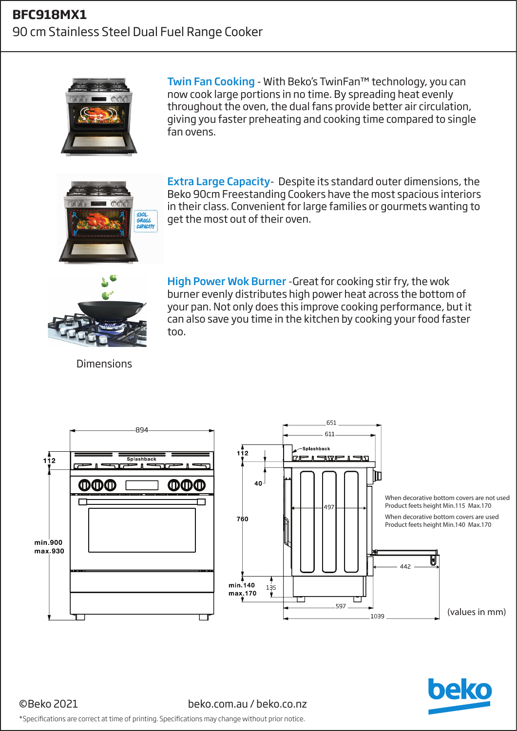**BFC918MX1**

90 cm Stainless Steel Dual Fuel Range Cooker

**Twin Fan Cooking** - With Beko's TwinFan™ technology, you can now cook large portions in no time. By spreading heat evenly throughout the oven, the dual fans provide better air circulation, giving you faster preheating and cooking time compared to single fan ovens.

**Extra Large Capacity**- Despite its standard outer dimensions, the Beko 90cm Freestanding Cookers have the most spacious interiors in their class. Convenient for large families or gourmets wanting to get the most out of their oven.

**High Power Wok Burner** -Great for cooking stir fry, the wok burner evenly distributes high power heat across the bottom of your pan. Not only does this improve cooking performance, but it can also save you time in the kitchen by cooking your food faster too.

Dimensions

894
112
Splashback
min.900
max.930

651
611
112
Splashback
40
760
497
min.140
max.170
135
597
442
1039

When decorative bottom covers are not used
Product feets height Min.115 Max.170

When decorative bottom covers are used
Product feets height Min.140 Max.170

(values in mm)

©Beko 2021

beko.com.au / beko.co.nz

*Specifications are correct at time of printing. Specifications may change without prior notice.